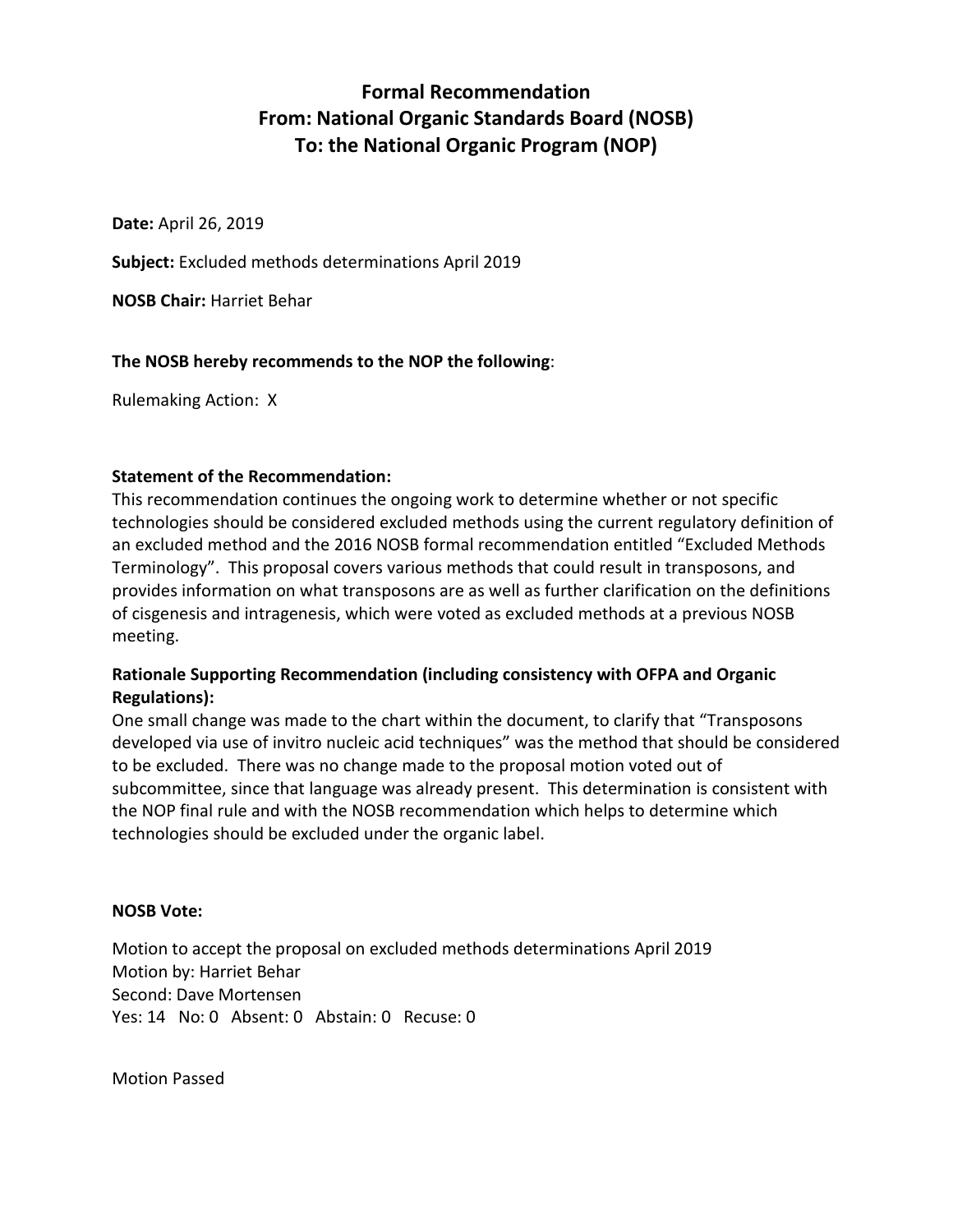# Formal Recommendation
# From: National Organic Standards Board (NOSB)
# To: the National Organic Program (NOP)

**Date:** April 26, 2019

**Subject:** Excluded methods determinations April 2019

**NOSB Chair:** Harriet Behar

**The NOSB hereby recommends to the NOP the following**:

Rulemaking Action: X

**Statement of the Recommendation:**

This recommendation continues the ongoing work to determine whether or not specific technologies should be considered excluded methods using the current regulatory definition of an excluded method and the 2016 NOSB formal recommendation entitled "Excluded Methods Terminology". This proposal covers various methods that could result in transposons, and provides information on what transposons are as well as further clarification on the definitions of cisgenesis and intragenesis, which were voted as excluded methods at a previous NOSB meeting.

**Rationale Supporting Recommendation (including consistency with OFPA and Organic Regulations):**

One small change was made to the chart within the document, to clarify that "Transposons developed via use of invitro nucleic acid techniques" was the method that should be considered to be excluded. There was no change made to the proposal motion voted out of subcommittee, since that language was already present. This determination is consistent with the NOP final rule and with the NOSB recommendation which helps to determine which technologies should be excluded under the organic label.

**NOSB Vote:**

Motion to accept the proposal on excluded methods determinations April 2019
Motion by: Harriet Behar
Second: Dave Mortensen
Yes: 14 No: 0 Absent: 0 Abstain: 0 Recuse: 0

Motion Passed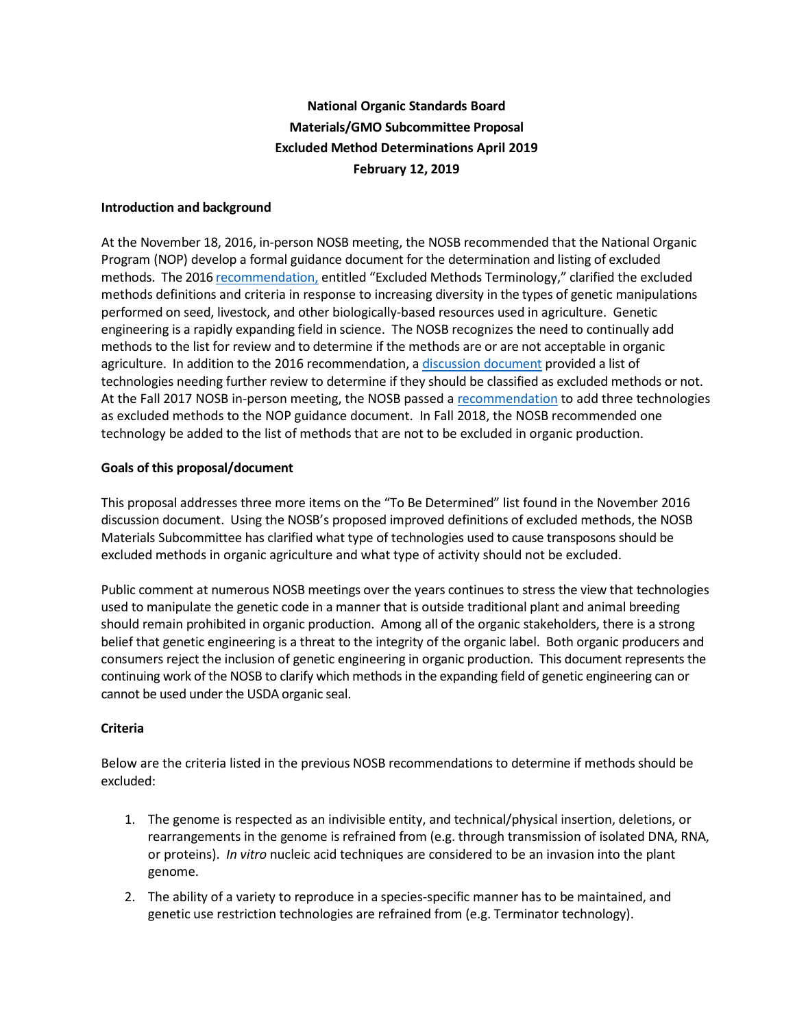**National Organic Standards Board**
**Materials/GMO Subcommittee Proposal**
**Excluded Method Determinations April 2019**
**February 12, 2019**

**Introduction and background**

At the November 18, 2016, in-person NOSB meeting, the NOSB recommended that the National Organic Program (NOP) develop a formal guidance document for the determination and listing of excluded methods. The 2016 recommendation, entitled "Excluded Methods Terminology," clarified the excluded methods definitions and criteria in response to increasing diversity in the types of genetic manipulations performed on seed, livestock, and other biologically-based resources used in agriculture. Genetic engineering is a rapidly expanding field in science. The NOSB recognizes the need to continually add methods to the list for review and to determine if the methods are or are not acceptable in organic agriculture. In addition to the 2016 recommendation, a discussion document provided a list of technologies needing further review to determine if they should be classified as excluded methods or not. At the Fall 2017 NOSB in-person meeting, the NOSB passed a recommendation to add three technologies as excluded methods to the NOP guidance document. In Fall 2018, the NOSB recommended one technology be added to the list of methods that are not to be excluded in organic production.

**Goals of this proposal/document**

This proposal addresses three more items on the "To Be Determined" list found in the November 2016 discussion document. Using the NOSB's proposed improved definitions of excluded methods, the NOSB Materials Subcommittee has clarified what type of technologies used to cause transposons should be excluded methods in organic agriculture and what type of activity should not be excluded.

Public comment at numerous NOSB meetings over the years continues to stress the view that technologies used to manipulate the genetic code in a manner that is outside traditional plant and animal breeding should remain prohibited in organic production. Among all of the organic stakeholders, there is a strong belief that genetic engineering is a threat to the integrity of the organic label. Both organic producers and consumers reject the inclusion of genetic engineering in organic production. This document represents the continuing work of the NOSB to clarify which methods in the expanding field of genetic engineering can or cannot be used under the USDA organic seal.

**Criteria**

Below are the criteria listed in the previous NOSB recommendations to determine if methods should be excluded:

1. The genome is respected as an indivisible entity, and technical/physical insertion, deletions, or rearrangements in the genome is refrained from (e.g. through transmission of isolated DNA, RNA, or proteins). *In vitro* nucleic acid techniques are considered to be an invasion into the plant genome.
2. The ability of a variety to reproduce in a species-specific manner has to be maintained, and genetic use restriction technologies are refrained from (e.g. Terminator technology).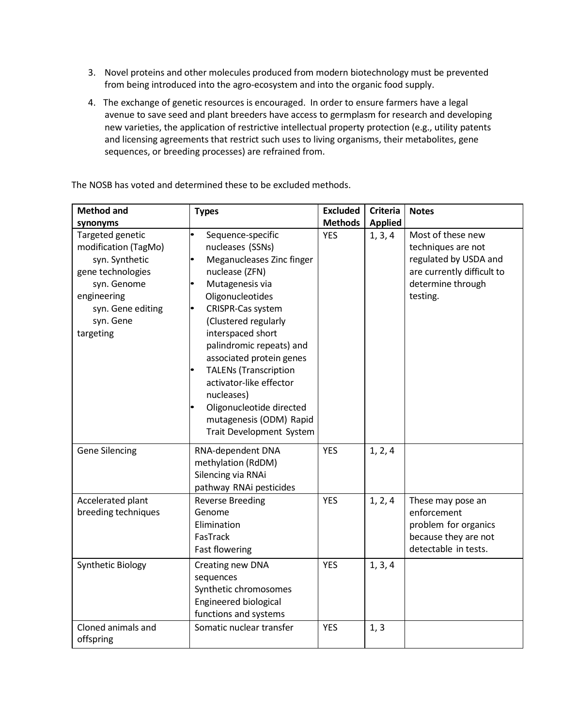3. Novel proteins and other molecules produced from modern biotechnology must be prevented from being introduced into the agro-ecosystem and into the organic food supply.
4. The exchange of genetic resources is encouraged. In order to ensure farmers have a legal avenue to save seed and plant breeders have access to germplasm for research and developing new varieties, the application of restrictive intellectual property protection (e.g., utility patents and licensing agreements that restrict such uses to living organisms, their metabolites, gene sequences, or breeding processes) are refrained from.

The NOSB has voted and determined these to be excluded methods.

| Method and synonyms | Types | Excluded Methods | Criteria Applied | Notes |
|---|---|---|---|---|
| Targeted genetic modification (TagMo) syn. Synthetic gene technologies syn. Genome engineering syn. Gene editing syn. Gene targeting | • Sequence-specific nucleases (SSNs) • Meganucleases Zinc finger nuclease (ZFN) • Mutagenesis via Oligonucleotides • CRISPR-Cas system (Clustered regularly interspaced short palindromic repeats) and associated protein genes • TALENs (Transcription activator-like effector nucleases) • Oligonucleotide directed mutagenesis (ODM) Rapid Trait Development System | YES | 1, 3, 4 | Most of these new techniques are not regulated by USDA and are currently difficult to determine through testing. |
| Gene Silencing | RNA-dependent DNA methylation (RdDM) Silencing via RNAi pathway RNAi pesticides | YES | 1, 2, 4 | |
| Accelerated plant breeding techniques | Reverse Breeding Genome Elimination FasTrack Fast flowering | YES | 1, 2, 4 | These may pose an enforcement problem for organics because they are not detectable in tests. |
| Synthetic Biology | Creating new DNA sequences Synthetic chromosomes Engineered biological functions and systems | YES | 1, 3, 4 | |
| Cloned animals and offspring | Somatic nuclear transfer | YES | 1, 3 | |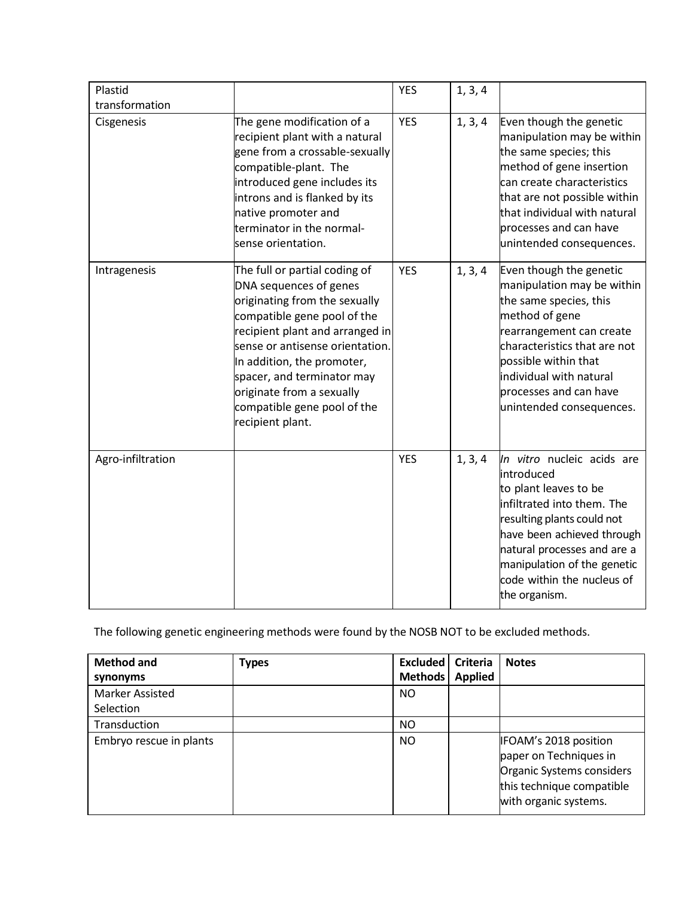| Plastid transformation | | YES | 1, 3, 4 | |
|---|---|---|---|---|
| Cisgenesis | The gene modification of a recipient plant with a natural gene from a crossable-sexually compatible-plant. The introduced gene includes its introns and is flanked by its native promoter and terminator in the normal-sense orientation. | YES | 1, 3, 4 | Even though the genetic manipulation may be within the same species; this method of gene insertion can create characteristics that are not possible within that individual with natural processes and can have unintended consequences. |
| Intragenesis | The full or partial coding of DNA sequences of genes originating from the sexually compatible gene pool of the recipient plant and arranged in sense or antisense orientation. In addition, the promoter, spacer, and terminator may originate from a sexually compatible gene pool of the recipient plant. | YES | 1, 3, 4 | Even though the genetic manipulation may be within the same species, this method of gene rearrangement can create characteristics that are not possible within that individual with natural processes and can have unintended consequences. |
| Agro-infiltration | | YES | 1, 3, 4 | *In vitro* nucleic acids are introduced to plant leaves to be infiltrated into them. The resulting plants could not have been achieved through natural processes and are a manipulation of the genetic code within the nucleus of the organism. |

The following genetic engineering methods were found by the NOSB NOT to be excluded methods.

| Method and synonyms | Types | Excluded Methods | Criteria Applied | Notes |
|---|---|---|---|---|
| Marker Assisted Selection | | NO | | |
| Transduction | | NO | | |
| Embryo rescue in plants | | NO | | IFOAM's 2018 position paper on Techniques in Organic Systems considers this technique compatible with organic systems. |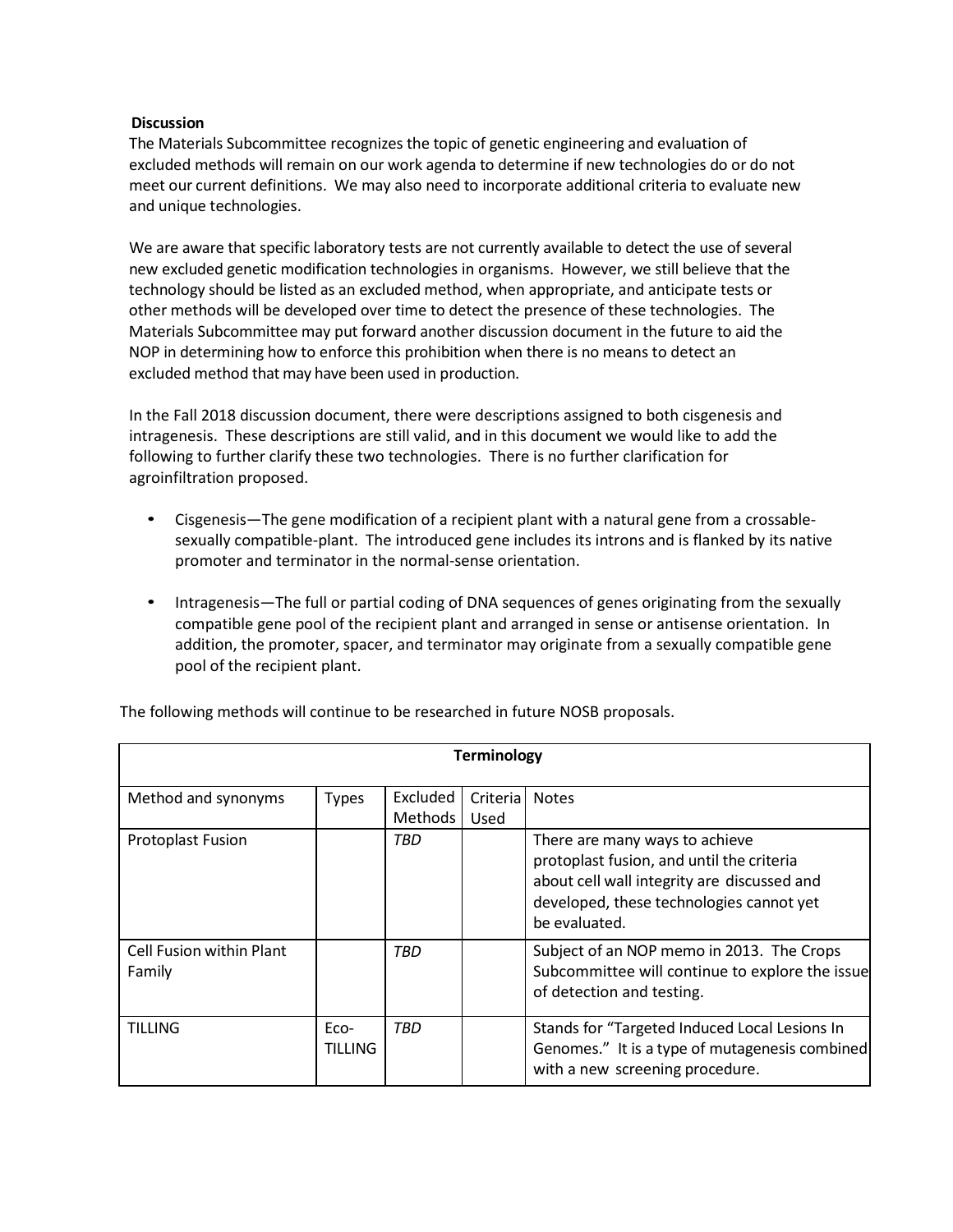**Discussion**

The Materials Subcommittee recognizes the topic of genetic engineering and evaluation of excluded methods will remain on our work agenda to determine if new technologies do or do not meet our current definitions. We may also need to incorporate additional criteria to evaluate new and unique technologies.

We are aware that specific laboratory tests are not currently available to detect the use of several new excluded genetic modification technologies in organisms. However, we still believe that the technology should be listed as an excluded method, when appropriate, and anticipate tests or other methods will be developed over time to detect the presence of these technologies. The Materials Subcommittee may put forward another discussion document in the future to aid the NOP in determining how to enforce this prohibition when there is no means to detect an excluded method that may have been used in production.

In the Fall 2018 discussion document, there were descriptions assigned to both cisgenesis and intragenesis. These descriptions are still valid, and in this document we would like to add the following to further clarify these two technologies. There is no further clarification for agroinfiltration proposed.

- Cisgenesis—The gene modification of a recipient plant with a natural gene from a crossable-sexually compatible-plant. The introduced gene includes its introns and is flanked by its native promoter and terminator in the normal-sense orientation.
- Intragenesis—The full or partial coding of DNA sequences of genes originating from the sexually compatible gene pool of the recipient plant and arranged in sense or antisense orientation. In addition, the promoter, spacer, and terminator may originate from a sexually compatible gene pool of the recipient plant.

The following methods will continue to be researched in future NOSB proposals.

| **Terminology** | | | | |
|---|---|---|---|---|
| Method and synonyms | Types | Excluded Methods | Criteria Used | Notes |
| Protoplast Fusion | | *TBD* | | There are many ways to achieve protoplast fusion, and until the criteria about cell wall integrity are discussed and developed, these technologies cannot yet be evaluated. |
| Cell Fusion within Plant Family | | *TBD* | | Subject of an NOP memo in 2013. The Crops Subcommittee will continue to explore the issue of detection and testing. |
| TILLING | Eco-TILLING | *TBD* | | Stands for "Targeted Induced Local Lesions In Genomes." It is a type of mutagenesis combined with a new screening procedure. |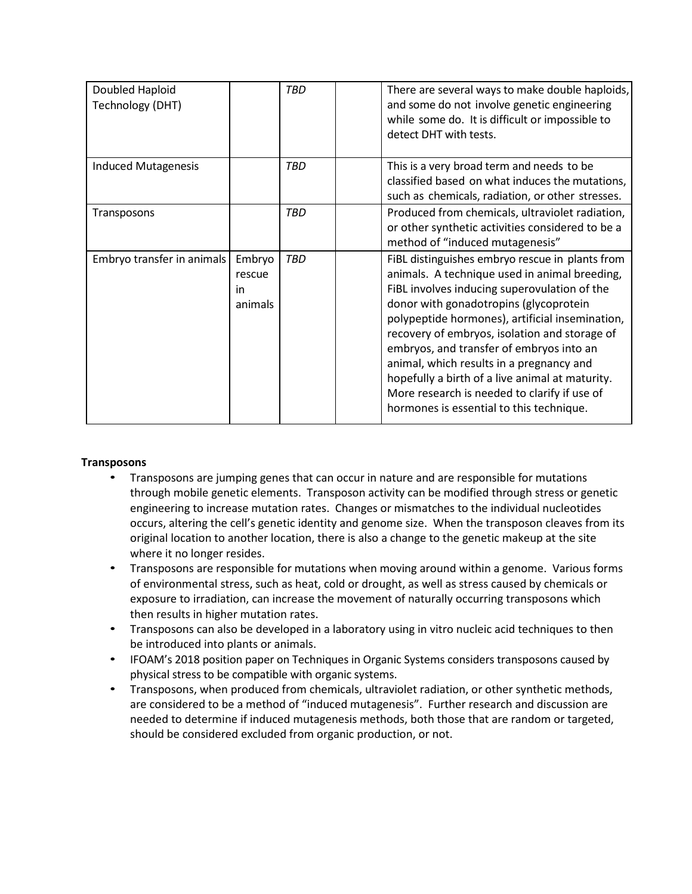| Doubled Haploid Technology (DHT) | | *TBD* | | There are several ways to make double haploids, and some do not involve genetic engineering while some do. It is difficult or impossible to detect DHT with tests. |
|---|---|---|---|---|
| Induced Mutagenesis | | *TBD* | | This is a very broad term and needs to be classified based on what induces the mutations, such as chemicals, radiation, or other stresses. |
| Transposons | | *TBD* | | Produced from chemicals, ultraviolet radiation, or other synthetic activities considered to be a method of "induced mutagenesis" |
| Embryo transfer in animals | Embryo rescue in animals | *TBD* | | FiBL distinguishes embryo rescue in plants from animals. A technique used in animal breeding, FiBL involves inducing superovulation of the donor with gonadotropins (glycoprotein polypeptide hormones), artificial insemination, recovery of embryos, isolation and storage of embryos, and transfer of embryos into an animal, which results in a pregnancy and hopefully a birth of a live animal at maturity. More research is needed to clarify if use of hormones is essential to this technique. |

**Transposons**

- Transposons are jumping genes that can occur in nature and are responsible for mutations through mobile genetic elements. Transposon activity can be modified through stress or genetic engineering to increase mutation rates. Changes or mismatches to the individual nucleotides occurs, altering the cell's genetic identity and genome size. When the transposon cleaves from its original location to another location, there is also a change to the genetic makeup at the site where it no longer resides.
- Transposons are responsible for mutations when moving around within a genome. Various forms of environmental stress, such as heat, cold or drought, as well as stress caused by chemicals or exposure to irradiation, can increase the movement of naturally occurring transposons which then results in higher mutation rates.
- Transposons can also be developed in a laboratory using in vitro nucleic acid techniques to then be introduced into plants or animals.
- IFOAM's 2018 position paper on Techniques in Organic Systems considers transposons caused by physical stress to be compatible with organic systems.
- Transposons, when produced from chemicals, ultraviolet radiation, or other synthetic methods, are considered to be a method of "induced mutagenesis". Further research and discussion are needed to determine if induced mutagenesis methods, both those that are random or targeted, should be considered excluded from organic production, or not.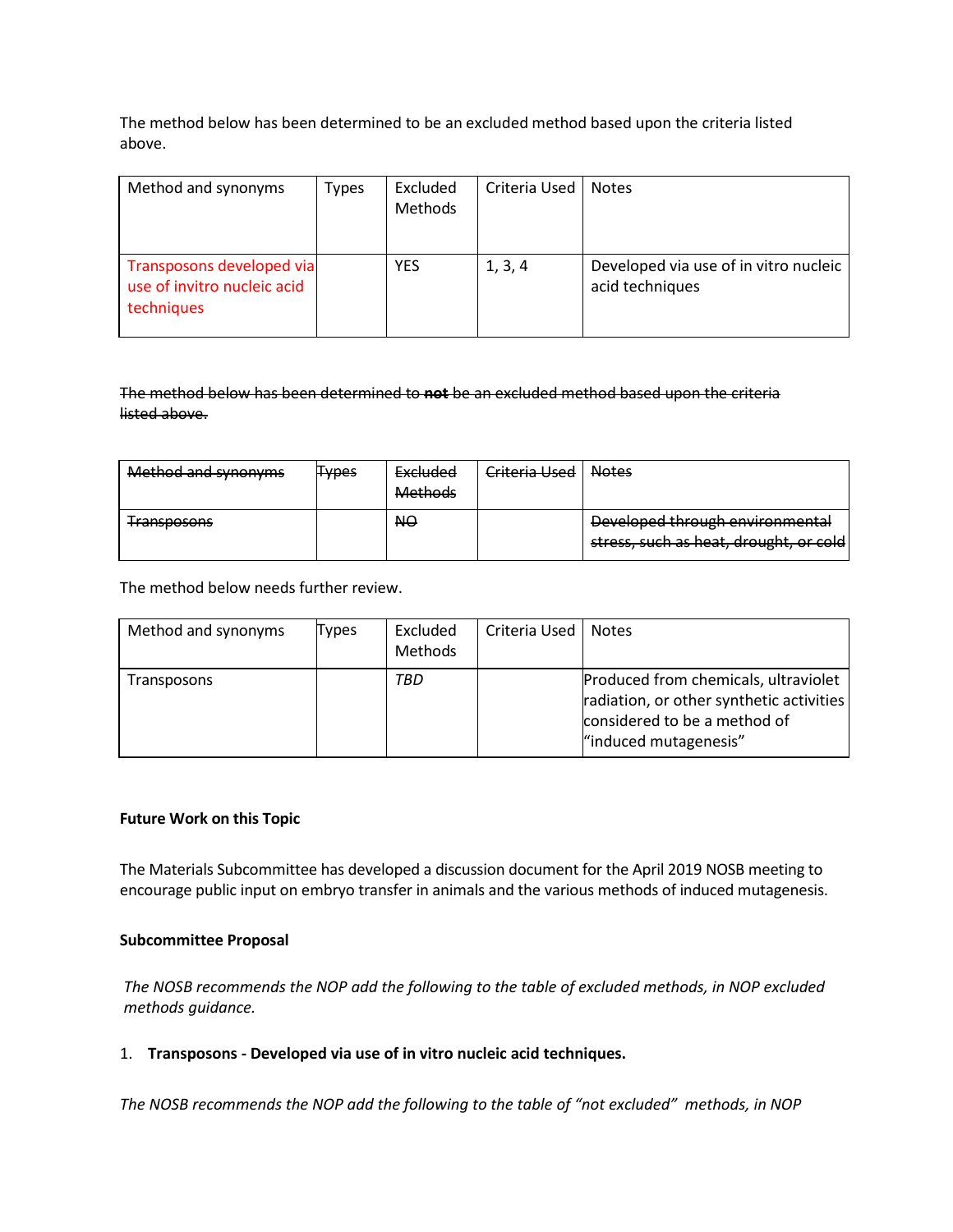The method below has been determined to be an excluded method based upon the criteria listed above.

| Method and synonyms | Types | Excluded Methods | Criteria Used | Notes |
|---|---|---|---|---|
| Transposons developed via use of invitro nucleic acid techniques | | YES | 1, 3, 4 | Developed via use of in vitro nucleic acid techniques |

~~The method below has been determined to **not** be an excluded method based upon the criteria listed above.~~

| ~~Method and synonyms~~ | ~~Types~~ | ~~Excluded Methods~~ | ~~Criteria Used~~ | ~~Notes~~ |
|---|---|---|---|---|
| ~~Transposons~~ | | ~~NO~~ | | ~~Developed through environmental stress, such as heat, drought, or cold~~ |

The method below needs further review.

| Method and synonyms | Types | Excluded Methods | Criteria Used | Notes |
|---|---|---|---|---|
| Transposons | | *TBD* | | Produced from chemicals, ultraviolet radiation, or other synthetic activities considered to be a method of "induced mutagenesis" |

**Future Work on this Topic**

The Materials Subcommittee has developed a discussion document for the April 2019 NOSB meeting to encourage public input on embryo transfer in animals and the various methods of induced mutagenesis.

**Subcommittee Proposal**

*The NOSB recommends the NOP add the following to the table of excluded methods, in NOP excluded methods guidance.*

1. **Transposons - Developed via use of in vitro nucleic acid techniques.**

*The NOSB recommends the NOP add the following to the table of "not excluded" methods, in NOP*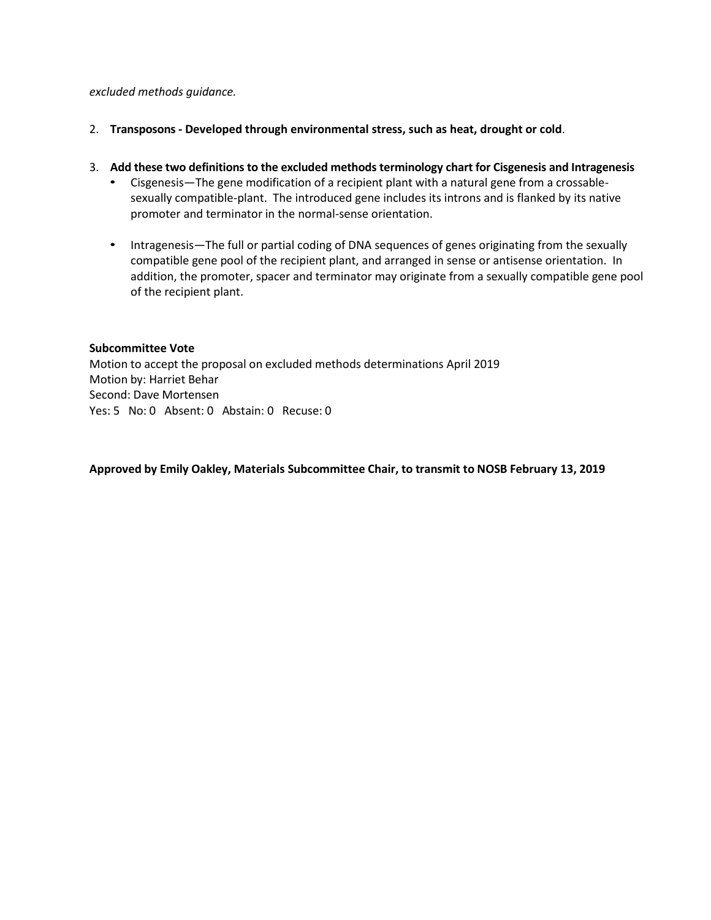*excluded methods guidance.*

2. **Transposons - Developed through environmental stress, such as heat, drought or cold**.

3. **Add these two definitions to the excluded methods terminology chart for Cisgenesis and Intragenesis**
   - Cisgenesis—The gene modification of a recipient plant with a natural gene from a crossable-sexually compatible-plant. The introduced gene includes its introns and is flanked by its native promoter and terminator in the normal-sense orientation.

   - Intragenesis—The full or partial coding of DNA sequences of genes originating from the sexually compatible gene pool of the recipient plant, and arranged in sense or antisense orientation. In addition, the promoter, spacer and terminator may originate from a sexually compatible gene pool of the recipient plant.

**Subcommittee Vote**
Motion to accept the proposal on excluded methods determinations April 2019
Motion by: Harriet Behar
Second: Dave Mortensen
Yes: 5 No: 0 Absent: 0 Abstain: 0 Recuse: 0

**Approved by Emily Oakley, Materials Subcommittee Chair, to transmit to NOSB February 13, 2019**